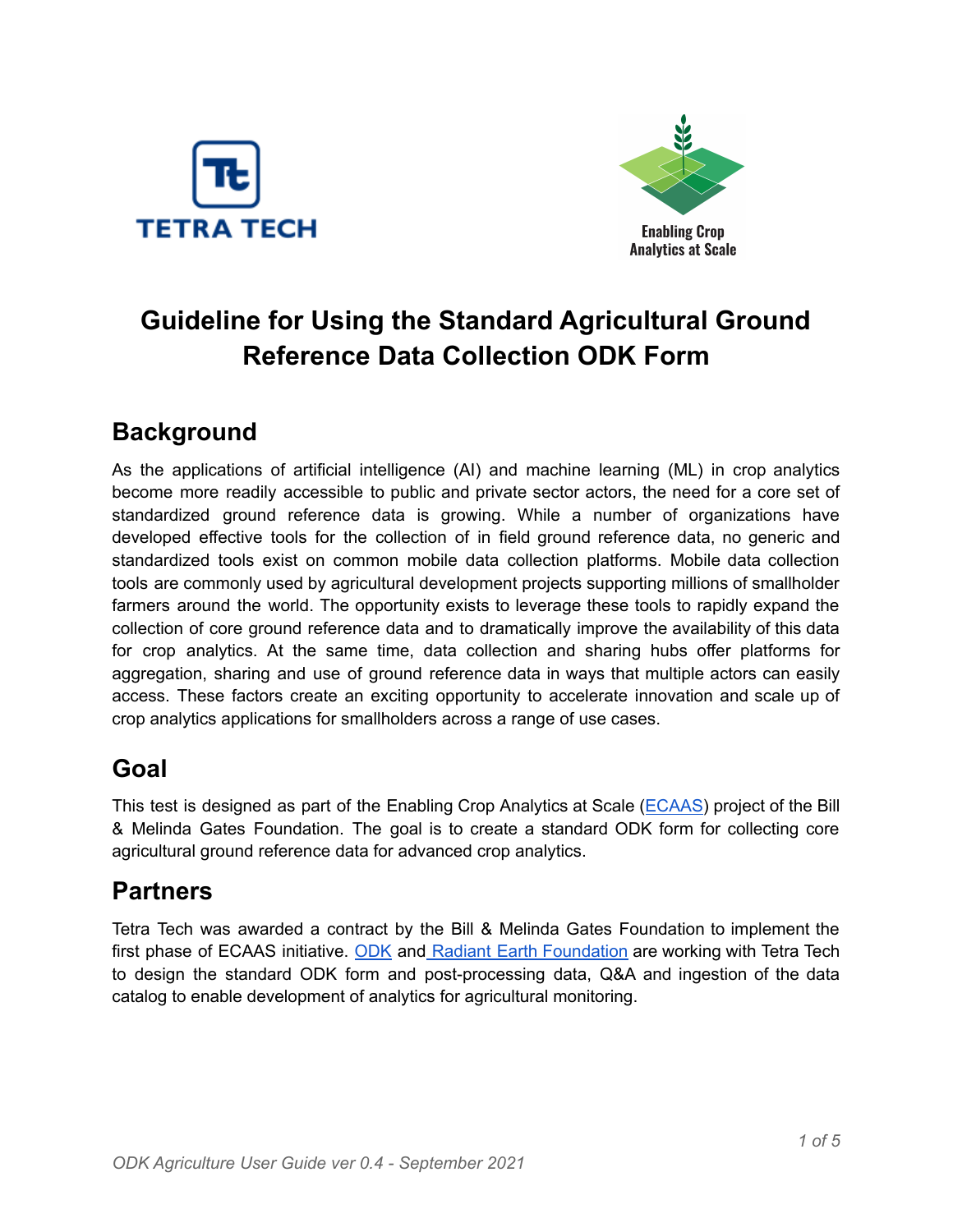# Guideline for Using the Standard Agricultural Ground Reference Data Collection ODK Form

## Background

As the applications of artificial intelligence (AI) and machine learning (ML) in crop analytics become more readily accessible to public and private sector actors, the need for a core set of standardized ground reference data is growing. While a number of organizations have developed effective tools for the collection of in field ground reference data, no generic and standardized tools exist on common mobile data collection platforms. Mobile data collection tools are commonly used by agricultural development projects supporting millions of smallholder farmers around the world. The opportunity exists to leverage these tools to rapidly expand the collection of core ground reference data and to dramatically improve the availability of this data for crop analytics. At the same time, data collection and sharing hubs offer platforms for aggregation, sharing and use of ground reference data in ways that multiple actors can easily access. These factors create an exciting opportunity to accelerate innovation and scale up of crop analytics applications for smallholders across a range of use cases.

## Goal

This test is designed as part of the Enabling Crop Analytics at Scale (ECAAS) project of the Bill & Melinda Gates Foundation. The goal is to create a standard ODK form for collecting core agricultural ground reference data for advanced crop analytics.

## Partners

Tetra Tech was awarded a contract by the Bill & Melinda Gates Foundation to implement the first phase of ECAAS initiative. ODK and Radiant Earth Foundation are working with Tetra Tech to design the standard ODK form and post-processing data, Q&A and ingestion of the data catalog to enable development of analytics for agricultural monitoring.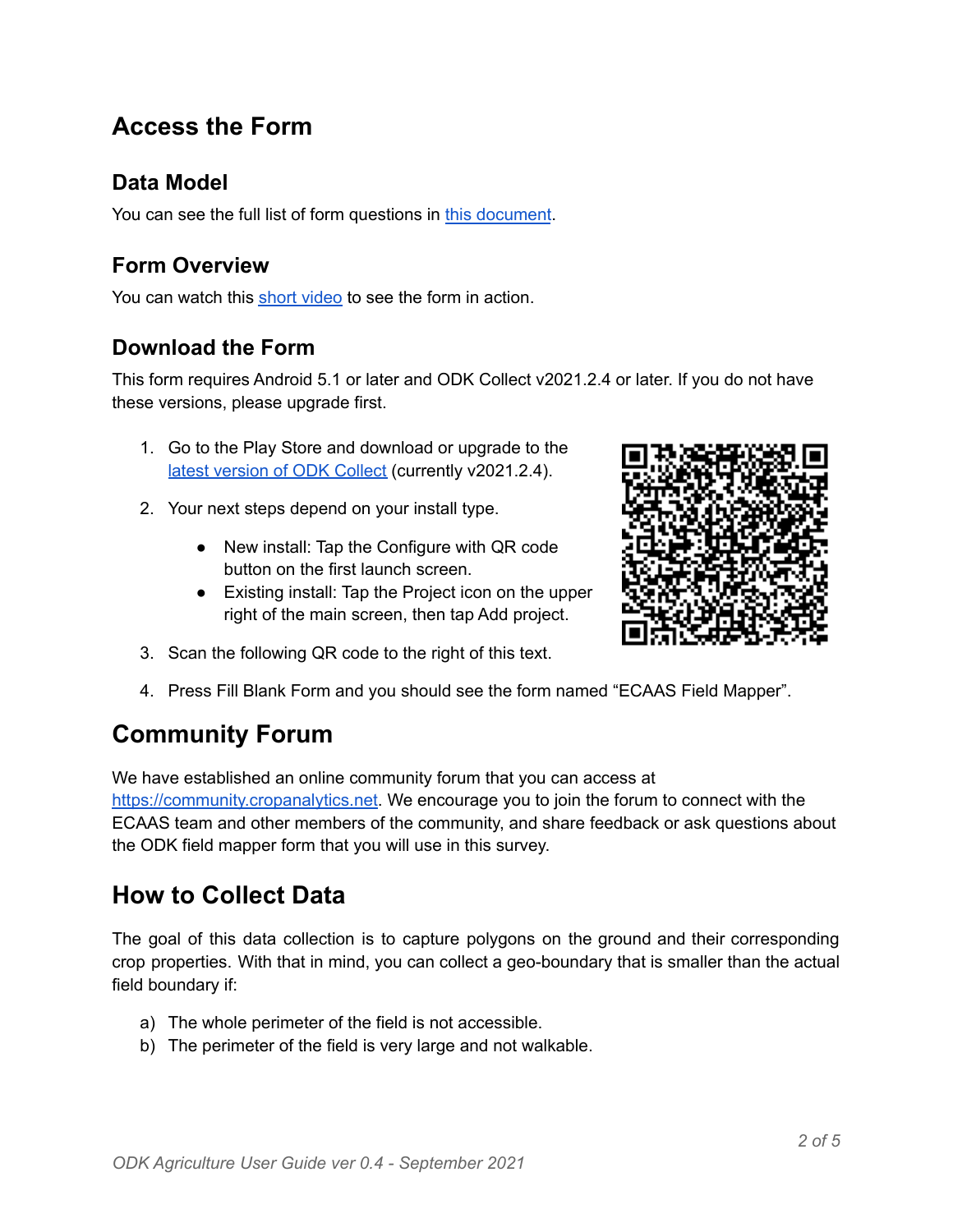# Access the Form

## Data Model

You can see the full list of form questions in this document.

## Form Overview

You can watch this short video to see the form in action.

## Download the Form

This form requires Android 5.1 or later and ODK Collect v2021.2.4 or later. If you do not have these versions, please upgrade first.

1. Go to the Play Store and download or upgrade to the latest version of ODK Collect (currently v2021.2.4).
2. Your next steps depend on your install type.
    - New install: Tap the Configure with QR code button on the first launch screen.
    - Existing install: Tap the Project icon on the upper right of the main screen, then tap Add project.
3. Scan the following QR code to the right of this text.
4. Press Fill Blank Form and you should see the form named "ECAAS Field Mapper".

# Community Forum

We have established an online community forum that you can access at https://community.cropanalytics.net. We encourage you to join the forum to connect with the ECAAS team and other members of the community, and share feedback or ask questions about the ODK field mapper form that you will use in this survey.

# How to Collect Data

The goal of this data collection is to capture polygons on the ground and their corresponding crop properties. With that in mind, you can collect a geo-boundary that is smaller than the actual field boundary if:

a) The whole perimeter of the field is not accessible.
b) The perimeter of the field is very large and not walkable.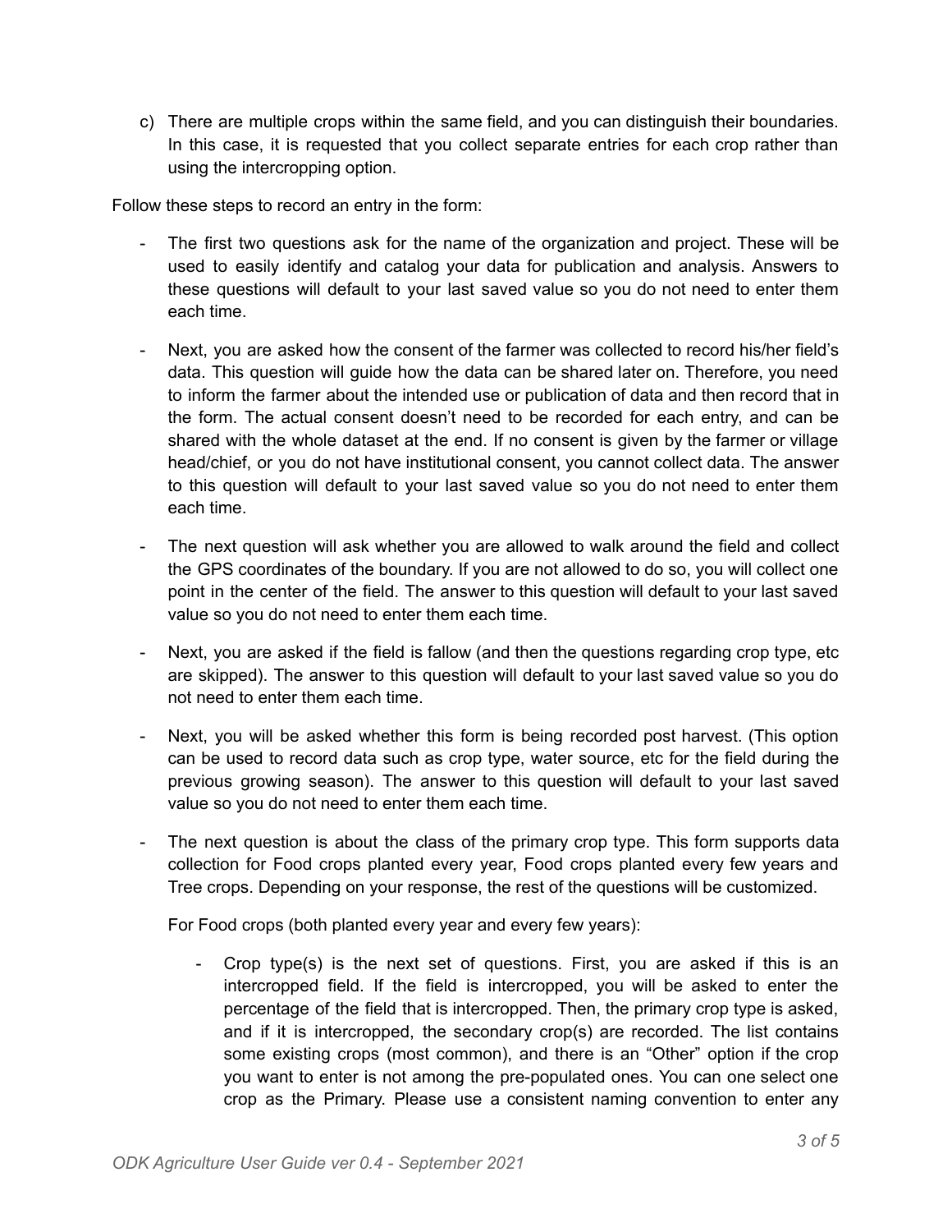c) There are multiple crops within the same field, and you can distinguish their boundaries. In this case, it is requested that you collect separate entries for each crop rather than using the intercropping option.

Follow these steps to record an entry in the form:

- The first two questions ask for the name of the organization and project. These will be used to easily identify and catalog your data for publication and analysis. Answers to these questions will default to your last saved value so you do not need to enter them each time.
- Next, you are asked how the consent of the farmer was collected to record his/her field's data. This question will guide how the data can be shared later on. Therefore, you need to inform the farmer about the intended use or publication of data and then record that in the form. The actual consent doesn't need to be recorded for each entry, and can be shared with the whole dataset at the end. If no consent is given by the farmer or village head/chief, or you do not have institutional consent, you cannot collect data. The answer to this question will default to your last saved value so you do not need to enter them each time.
- The next question will ask whether you are allowed to walk around the field and collect the GPS coordinates of the boundary. If you are not allowed to do so, you will collect one point in the center of the field. The answer to this question will default to your last saved value so you do not need to enter them each time.
- Next, you are asked if the field is fallow (and then the questions regarding crop type, etc are skipped). The answer to this question will default to your last saved value so you do not need to enter them each time.
- Next, you will be asked whether this form is being recorded post harvest. (This option can be used to record data such as crop type, water source, etc for the field during the previous growing season). The answer to this question will default to your last saved value so you do not need to enter them each time.
- The next question is about the class of the primary crop type. This form supports data collection for Food crops planted every year, Food crops planted every few years and Tree crops. Depending on your response, the rest of the questions will be customized.

  For Food crops (both planted every year and every few years):

  - Crop type(s) is the next set of questions. First, you are asked if this is an intercropped field. If the field is intercropped, you will be asked to enter the percentage of the field that is intercropped. Then, the primary crop type is asked, and if it is intercropped, the secondary crop(s) are recorded. The list contains some existing crops (most common), and there is an "Other" option if the crop you want to enter is not among the pre-populated ones. You can one select one crop as the Primary. Please use a consistent naming convention to enter any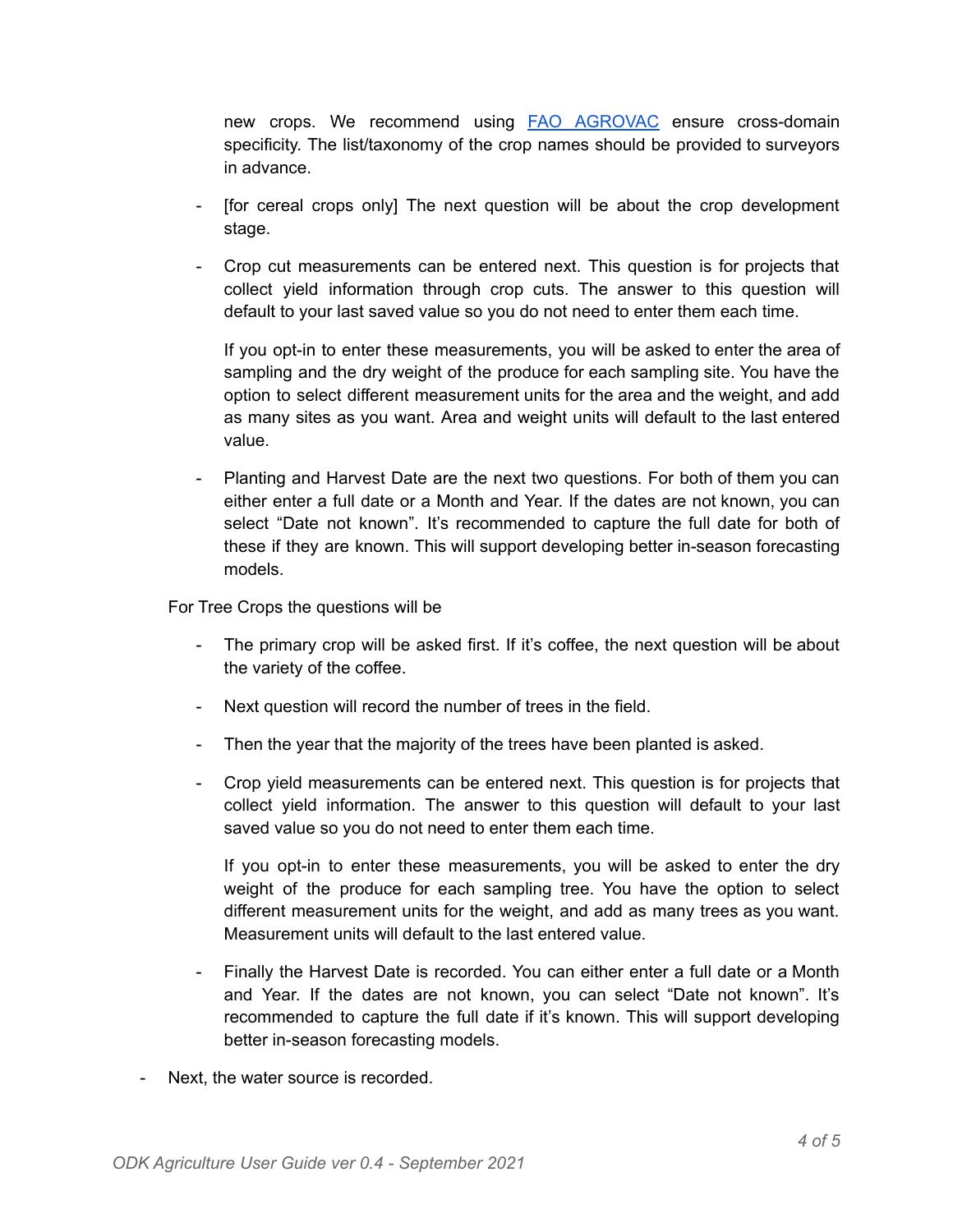new crops. We recommend using [FAO AGROVAC](#) ensure cross-domain specificity. The list/taxonomy of the crop names should be provided to surveyors in advance.

  - [for cereal crops only] The next question will be about the crop development stage.
  - Crop cut measurements can be entered next. This question is for projects that collect yield information through crop cuts. The answer to this question will default to your last saved value so you do not need to enter them each time.

    If you opt-in to enter these measurements, you will be asked to enter the area of sampling and the dry weight of the produce for each sampling site. You have the option to select different measurement units for the area and the weight, and add as many sites as you want. Area and weight units will default to the last entered value.

  - Planting and Harvest Date are the next two questions. For both of them you can either enter a full date or a Month and Year. If the dates are not known, you can select "Date not known". It's recommended to capture the full date for both of these if they are known. This will support developing better in-season forecasting models.

  For Tree Crops the questions will be

  - The primary crop will be asked first. If it's coffee, the next question will be about the variety of the coffee.
  - Next question will record the number of trees in the field.
  - Then the year that the majority of the trees have been planted is asked.
  - Crop yield measurements can be entered next. This question is for projects that collect yield information. The answer to this question will default to your last saved value so you do not need to enter them each time.

    If you opt-in to enter these measurements, you will be asked to enter the dry weight of the produce for each sampling tree. You have the option to select different measurement units for the weight, and add as many trees as you want. Measurement units will default to the last entered value.

  - Finally the Harvest Date is recorded. You can either enter a full date or a Month and Year. If the dates are not known, you can select "Date not known". It's recommended to capture the full date if it's known. This will support developing better in-season forecasting models.

- Next, the water source is recorded.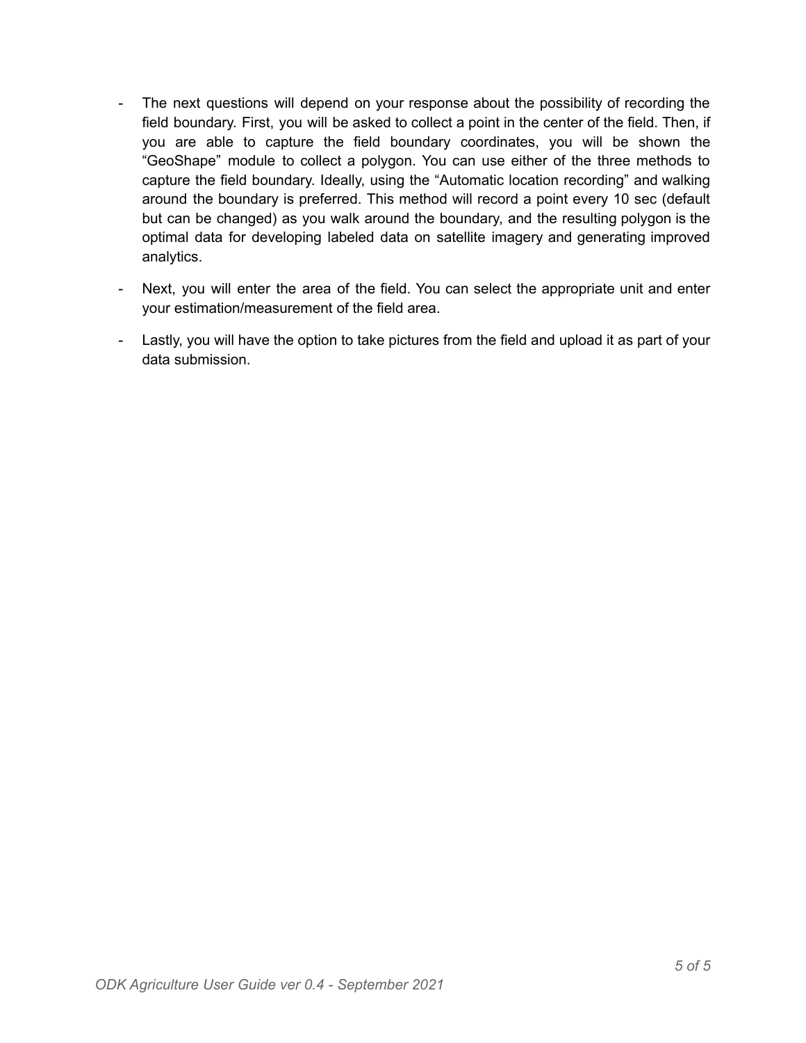- The next questions will depend on your response about the possibility of recording the field boundary. First, you will be asked to collect a point in the center of the field. Then, if you are able to capture the field boundary coordinates, you will be shown the "GeoShape" module to collect a polygon. You can use either of the three methods to capture the field boundary. Ideally, using the "Automatic location recording" and walking around the boundary is preferred. This method will record a point every 10 sec (default but can be changed) as you walk around the boundary, and the resulting polygon is the optimal data for developing labeled data on satellite imagery and generating improved analytics.
- Next, you will enter the area of the field. You can select the appropriate unit and enter your estimation/measurement of the field area.
- Lastly, you will have the option to take pictures from the field and upload it as part of your data submission.